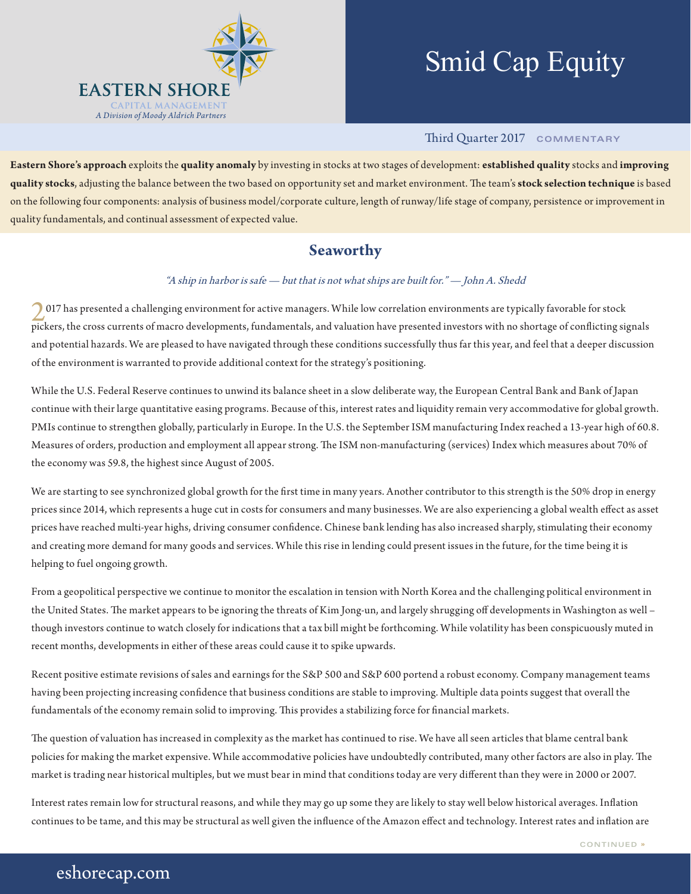# Smid Cap Equity

EASTERN SHORE
CAPITAL MANAGEMENT
*A Division of Moody Aldrich Partners*

Third Quarter 2017 COMMENTARY

**Eastern Shore's approach** exploits the **quality anomaly** by investing in stocks at two stages of development: **established quality** stocks and **improving quality stocks**, adjusting the balance between the two based on opportunity set and market environment. The team's **stock selection technique** is based on the following four components: analysis of business model/corporate culture, length of runway/life stage of company, persistence or improvement in quality fundamentals, and continual assessment of expected value.

## Seaworthy

*"A ship in harbor is safe — but that is not what ships are built for." — John A. Shedd*

2017 has presented a challenging environment for active managers. While low correlation environments are typically favorable for stock pickers, the cross currents of macro developments, fundamentals, and valuation have presented investors with no shortage of conflicting signals and potential hazards. We are pleased to have navigated through these conditions successfully thus far this year, and feel that a deeper discussion of the environment is warranted to provide additional context for the strategy's positioning.

While the U.S. Federal Reserve continues to unwind its balance sheet in a slow deliberate way, the European Central Bank and Bank of Japan continue with their large quantitative easing programs. Because of this, interest rates and liquidity remain very accommodative for global growth. PMIs continue to strengthen globally, particularly in Europe. In the U.S. the September ISM manufacturing Index reached a 13-year high of 60.8. Measures of orders, production and employment all appear strong. The ISM non-manufacturing (services) Index which measures about 70% of the economy was 59.8, the highest since August of 2005.

We are starting to see synchronized global growth for the first time in many years. Another contributor to this strength is the 50% drop in energy prices since 2014, which represents a huge cut in costs for consumers and many businesses. We are also experiencing a global wealth effect as asset prices have reached multi-year highs, driving consumer confidence. Chinese bank lending has also increased sharply, stimulating their economy and creating more demand for many goods and services. While this rise in lending could present issues in the future, for the time being it is helping to fuel ongoing growth.

From a geopolitical perspective we continue to monitor the escalation in tension with North Korea and the challenging political environment in the United States. The market appears to be ignoring the threats of Kim Jong-un, and largely shrugging off developments in Washington as well – though investors continue to watch closely for indications that a tax bill might be forthcoming. While volatility has been conspicuously muted in recent months, developments in either of these areas could cause it to spike upwards.

Recent positive estimate revisions of sales and earnings for the S&P 500 and S&P 600 portend a robust economy. Company management teams having been projecting increasing confidence that business conditions are stable to improving. Multiple data points suggest that overall the fundamentals of the economy remain solid to improving. This provides a stabilizing force for financial markets.

The question of valuation has increased in complexity as the market has continued to rise. We have all seen articles that blame central bank policies for making the market expensive. While accommodative policies have undoubtedly contributed, many other factors are also in play. The market is trading near historical multiples, but we must bear in mind that conditions today are very different than they were in 2000 or 2007.

Interest rates remain low for structural reasons, and while they may go up some they are likely to stay well below historical averages. Inflation continues to be tame, and this may be structural as well given the influence of the Amazon effect and technology. Interest rates and inflation are

CONTINUED »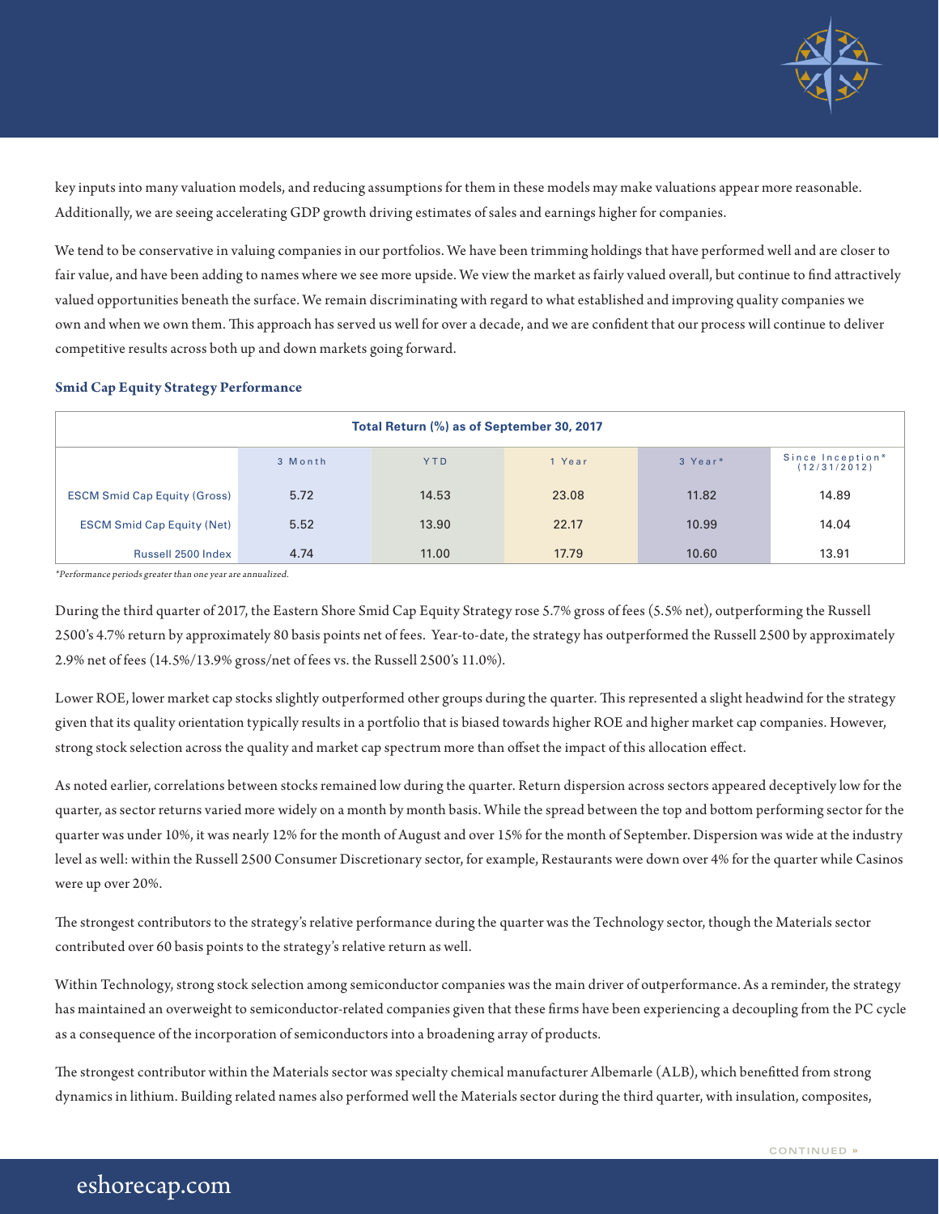key inputs into many valuation models, and reducing assumptions for them in these models may make valuations appear more reasonable. Additionally, we are seeing accelerating GDP growth driving estimates of sales and earnings higher for companies.

We tend to be conservative in valuing companies in our portfolios. We have been trimming holdings that have performed well and are closer to fair value, and have been adding to names where we see more upside. We view the market as fairly valued overall, but continue to find attractively valued opportunities beneath the surface. We remain discriminating with regard to what established and improving quality companies we own and when we own them. This approach has served us well for over a decade, and we are confident that our process will continue to deliver competitive results across both up and down markets going forward.

### Smid Cap Equity Strategy Performance

| Total Return (%) as of September 30, 2017 | | | | | |
|---|---|---|---|---|---|
| | 3 Month | YTD | 1 Year | 3 Year* | Since Inception* (12/31/2012) |
| ESCM Smid Cap Equity (Gross) | 5.72 | 14.53 | 23.08 | 11.82 | 14.89 |
| ESCM Smid Cap Equity (Net) | 5.52 | 13.90 | 22.17 | 10.99 | 14.04 |
| Russell 2500 Index | 4.74 | 11.00 | 17.79 | 10.60 | 13.91 |

*\*Performance periods greater than one year are annualized.*

During the third quarter of 2017, the Eastern Shore Smid Cap Equity Strategy rose 5.7% gross of fees (5.5% net), outperforming the Russell 2500's 4.7% return by approximately 80 basis points net of fees. Year-to-date, the strategy has outperformed the Russell 2500 by approximately 2.9% net of fees (14.5%/13.9% gross/net of fees vs. the Russell 2500's 11.0%).

Lower ROE, lower market cap stocks slightly outperformed other groups during the quarter. This represented a slight headwind for the strategy given that its quality orientation typically results in a portfolio that is biased towards higher ROE and higher market cap companies. However, strong stock selection across the quality and market cap spectrum more than offset the impact of this allocation effect.

As noted earlier, correlations between stocks remained low during the quarter. Return dispersion across sectors appeared deceptively low for the quarter, as sector returns varied more widely on a month by month basis. While the spread between the top and bottom performing sector for the quarter was under 10%, it was nearly 12% for the month of August and over 15% for the month of September. Dispersion was wide at the industry level as well: within the Russell 2500 Consumer Discretionary sector, for example, Restaurants were down over 4% for the quarter while Casinos were up over 20%.

The strongest contributors to the strategy's relative performance during the quarter was the Technology sector, though the Materials sector contributed over 60 basis points to the strategy's relative return as well.

Within Technology, strong stock selection among semiconductor companies was the main driver of outperformance. As a reminder, the strategy has maintained an overweight to semiconductor-related companies given that these firms have been experiencing a decoupling from the PC cycle as a consequence of the incorporation of semiconductors into a broadening array of products.

The strongest contributor within the Materials sector was specialty chemical manufacturer Albemarle (ALB), which benefitted from strong dynamics in lithium. Building related names also performed well the Materials sector during the third quarter, with insulation, composites,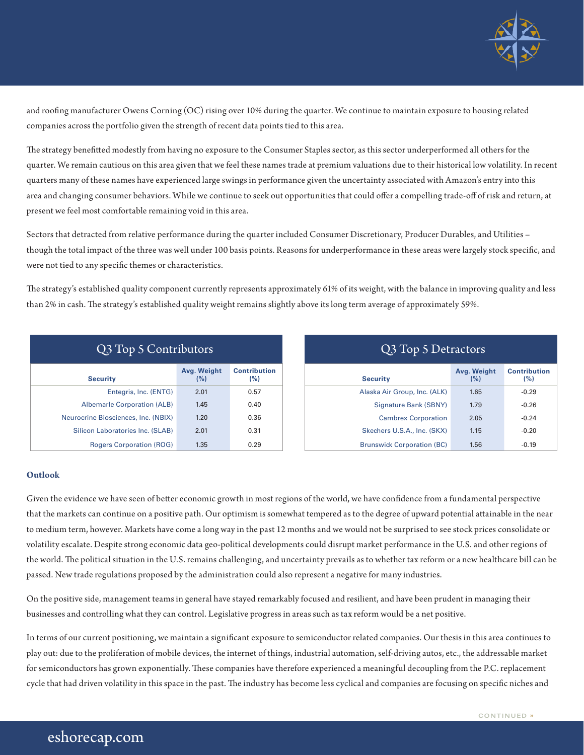and roofing manufacturer Owens Corning (OC) rising over 10% during the quarter. We continue to maintain exposure to housing related companies across the portfolio given the strength of recent data points tied to this area.

The strategy benefitted modestly from having no exposure to the Consumer Staples sector, as this sector underperformed all others for the quarter. We remain cautious on this area given that we feel these names trade at premium valuations due to their historical low volatility. In recent quarters many of these names have experienced large swings in performance given the uncertainty associated with Amazon's entry into this area and changing consumer behaviors. While we continue to seek out opportunities that could offer a compelling trade-off of risk and return, at present we feel most comfortable remaining void in this area.

Sectors that detracted from relative performance during the quarter included Consumer Discretionary, Producer Durables, and Utilities – though the total impact of the three was well under 100 basis points. Reasons for underperformance in these areas were largely stock specific, and were not tied to any specific themes or characteristics.

The strategy's established quality component currently represents approximately 61% of its weight, with the balance in improving quality and less than 2% in cash. The strategy's established quality weight remains slightly above its long term average of approximately 59%.

**Q3 Top 5 Contributors**

| Security | Avg. Weight (%) | Contribution (%) |
|---|---|---|
| Entegris, Inc. (ENTG) | 2.01 | 0.57 |
| Albemarle Corporation (ALB) | 1.45 | 0.40 |
| Neurocrine Biosciences, Inc. (NBIX) | 1.20 | 0.36 |
| Silicon Laboratories Inc. (SLAB) | 2.01 | 0.31 |
| Rogers Corporation (ROG) | 1.35 | 0.29 |

**Q3 Top 5 Detractors**

| Security | Avg. Weight (%) | Contribution (%) |
|---|---|---|
| Alaska Air Group, Inc. (ALK) | 1.65 | -0.29 |
| Signature Bank (SBNY) | 1.79 | -0.26 |
| Cambrex Corporation | 2.05 | -0.24 |
| Skechers U.S.A., Inc. (SKX) | 1.15 | -0.20 |
| Brunswick Corporation (BC) | 1.56 | -0.19 |

### Outlook

Given the evidence we have seen of better economic growth in most regions of the world, we have confidence from a fundamental perspective that the markets can continue on a positive path. Our optimism is somewhat tempered as to the degree of upward potential attainable in the near to medium term, however. Markets have come a long way in the past 12 months and we would not be surprised to see stock prices consolidate or volatility escalate. Despite strong economic data geo-political developments could disrupt market performance in the U.S. and other regions of the world. The political situation in the U.S. remains challenging, and uncertainty prevails as to whether tax reform or a new healthcare bill can be passed. New trade regulations proposed by the administration could also represent a negative for many industries.

On the positive side, management teams in general have stayed remarkably focused and resilient, and have been prudent in managing their businesses and controlling what they can control. Legislative progress in areas such as tax reform would be a net positive.

In terms of our current positioning, we maintain a significant exposure to semiconductor related companies. Our thesis in this area continues to play out: due to the proliferation of mobile devices, the internet of things, industrial automation, self-driving autos, etc., the addressable market for semiconductors has grown exponentially. These companies have therefore experienced a meaningful decoupling from the P.C. replacement cycle that had driven volatility in this space in the past. The industry has become less cyclical and companies are focusing on specific niches and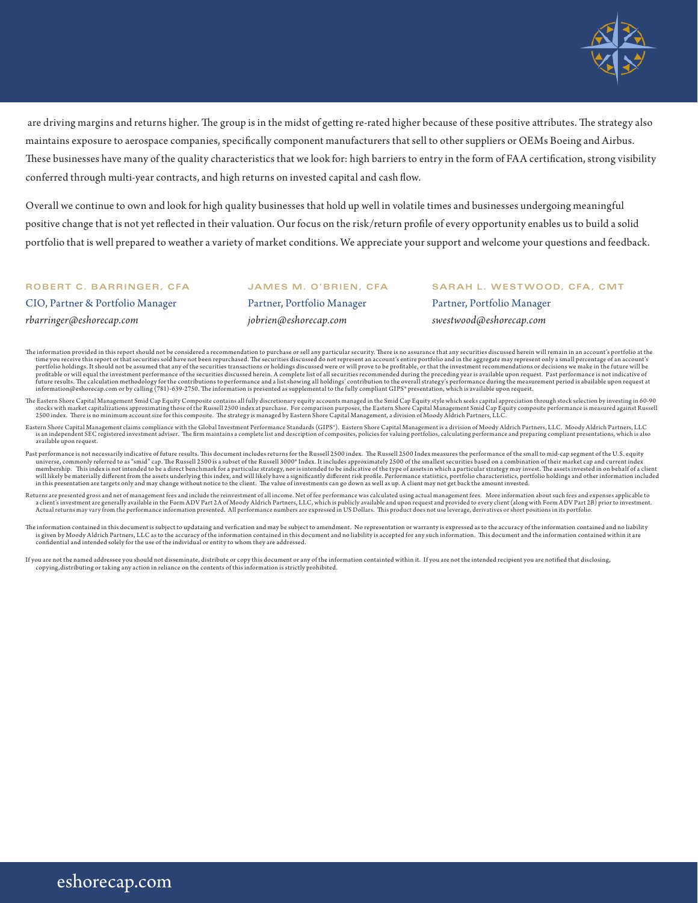are driving margins and returns higher. The group is in the midst of getting re-rated higher because of these positive attributes. The strategy also maintains exposure to aerospace companies, specifically component manufacturers that sell to other suppliers or OEMs Boeing and Airbus. These businesses have many of the quality characteristics that we look for: high barriers to entry in the form of FAA certification, strong visibility conferred through multi-year contracts, and high returns on invested capital and cash flow.

Overall we continue to own and look for high quality businesses that hold up well in volatile times and businesses undergoing meaningful positive change that is not yet reflected in their valuation. Our focus on the risk/return profile of every opportunity enables us to build a solid portfolio that is well prepared to weather a variety of market conditions. We appreciate your support and welcome your questions and feedback.

**ROBERT C. BARRINGER, CFA**
CIO, Partner & Portfolio Manager
*rbarringer@eshorecap.com*

**JAMES M. O'BRIEN, CFA**
Partner, Portfolio Manager
*jobrien@eshorecap.com*

**SARAH L. WESTWOOD, CFA, CMT**
Partner, Portfolio Manager
*swestwood@eshorecap.com*

The information provided in this report should not be considered a recommendation to purchase or sell any particular security. There is no assurance that any securities discussed herein will remain in an account's portfolio at the time you receive this report or that securities sold have not been repurchased. The securities discussed do not represent an account's entire portfolio and in the aggregate may represent only a small percentage of an account's portfolio holdings. It should not be assumed that any of the securities transactions or holdings discussed were or will prove to be profitable, or that the investment recommendations or decisions we make in the future will be profitable or will equal the investment performance of the securities discussed herein. A complete list of all securities recommended during the preceding year is available upon request. Past performance is not indicative of future results. The calculation methodology for the contributions to performance and a list showing all holdings' contribution to the overall strategy's performance during the measurement period is abailable upon request at information@eshorecap.com or by calling (781)-639-2750. The information is presented as supplemental to the fully compliant GIPS® presentation, which is available upon request.

The Eastern Shore Capital Management Smid Cap Equity Composite contains all fully discretionary equity accounts managed in the Smid Cap Equity style which seeks capital appreciation through stock selection by investing in 60-90 stocks with market capitalizations approximating those of the Russell 2500 index at purchase. For comparison purposes, the Eastern Shore Capital Management Smid Cap Equity composite performance is measured against Russell 2500 index. There is no minimum account size for this composite. The strategy is managed by Eastern Shore Capital Management, a division of Moody Aldrich Partners, LLC.

Eastern Shore Capital Management claims compliance with the Global Investment Performance Standards (GIPS®). Eastern Shore Capital Management is a division of Moody Aldrich Partners, LLC. Moody Aldrich Partners, LLC is an independent SEC registered investment adviser. The firm maintains a complete list and description of composites, policies for valuing portfolios, calculating performance and preparing compliant presentations, which is also available upon request.

Past performance is not necessarily indicative of future results. This document includes returns for the Russell 2500 index. The Russell 2500 Index measures the performance of the small to mid-cap segment of the U.S. equity universe, commonly referred to as "smid" cap. The Russell 2500 is a subset of the Russell 3000® Index. It includes approximately 2500 of the smallest securities based on a combination of their market cap and current index membership. This index is not intended to be a direct benchmark for a particular strategy, nor is intended to be indicative of the type of assets in which a particular strategy may invest. The assets invested in on behalf of a client will likely be materially different from the assets underlying this index, and will likely have a significantly different risk profile. Performance statistics, portfolio characteristics, portfolio holdings and other information included in this presentation are targets only and may change without notice to the client. The value of investments can go down as well as up. A client may not get back the amount invested.

Returns are presented gross and net of management fees and include the reinvestment of all income. Net of fee performance was calculated using actual management fees. More information about such fees and expenses applicable to a client's investment are generally available in the Form ADV Part 2A of Moody Aldrich Partners, LLC, which is publicly available and upon request and provided to every client (along with Form ADV Part 2B) prior to investment. Actual returns may vary from the performance information presented. All performance numbers are expressed in US Dollars. This product does not use leverage, derivatives or short positions in its portfolio.

The information contained in this document is subject to updataing and verfication and may be subject to amendment. No representation or warranty is expressed as to the accuracy of the information contained and no liability is given by Moody Aldrich Partners, LLC as to the accuracy of the information contained in this document and no liability is accepted for any such information. This document and the information contained within it are confidential and intended solely for the use of the individual or entity to whom they are addressed.

If you are not the named addressee you should not disseminate, distribute or copy this document or any of the information containted within it. If you are not the intended recipient you are notified that disclosing, copying,distributing or taking any action in reliance on the contents of this information is strictly prohibited.

eshorecap.com